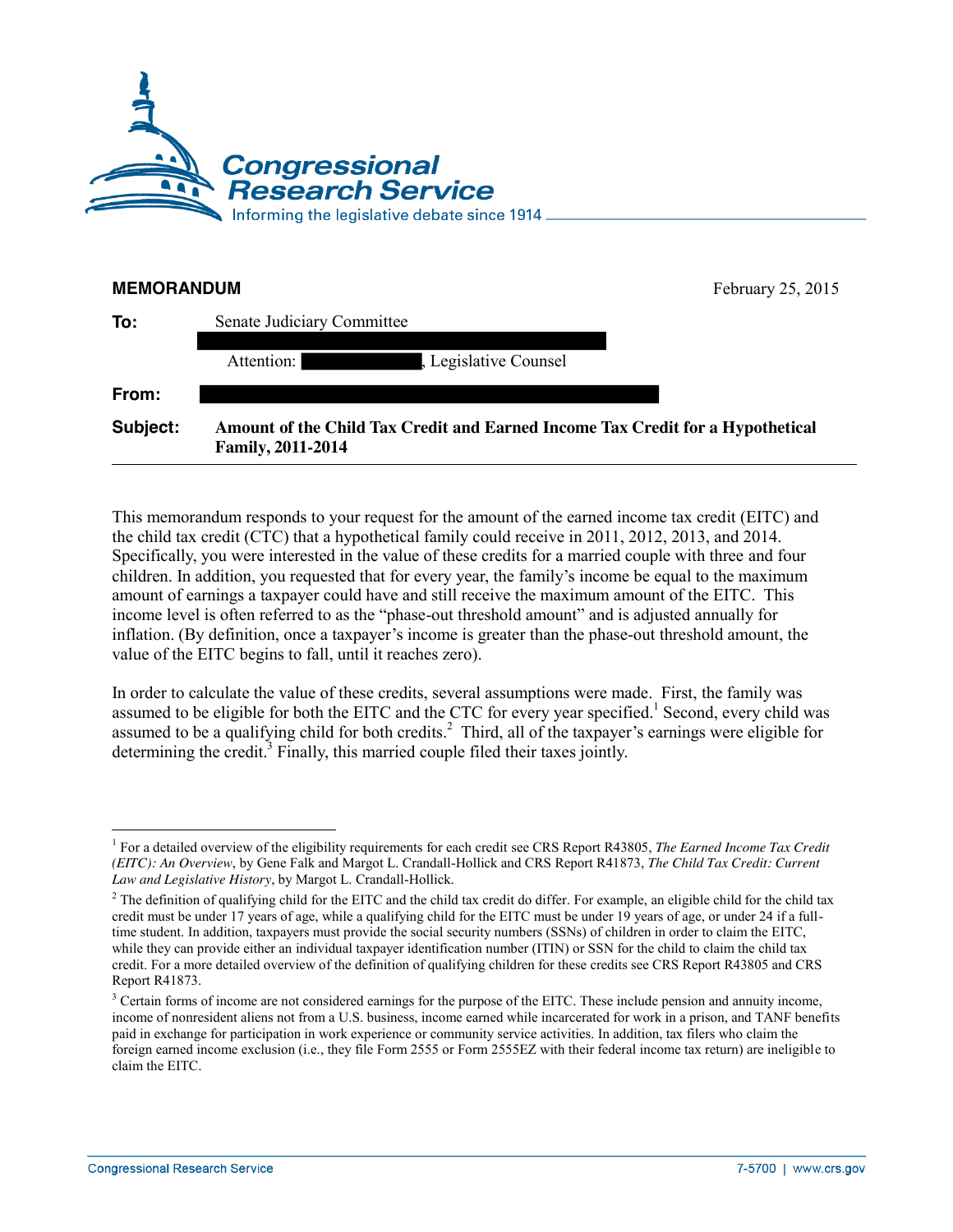**MEMORANDUM** February 25, 2015

**To:** Senate Judiciary Committee

Attention: , Legislative Counsel

**From:**

**Subject:** **Amount of the Child Tax Credit and Earned Income Tax Credit for a Hypothetical Family, 2011-2014**

---

This memorandum responds to your request for the amount of the earned income tax credit (EITC) and the child tax credit (CTC) that a hypothetical family could receive in 2011, 2012, 2013, and 2014. Specifically, you were interested in the value of these credits for a married couple with three and four children. In addition, you requested that for every year, the family's income be equal to the maximum amount of earnings a taxpayer could have and still receive the maximum amount of the EITC. This income level is often referred to as the "phase-out threshold amount" and is adjusted annually for inflation. (By definition, once a taxpayer's income is greater than the phase-out threshold amount, the value of the EITC begins to fall, until it reaches zero).

In order to calculate the value of these credits, several assumptions were made. First, the family was assumed to be eligible for both the EITC and the CTC for every year specified.[1] Second, every child was assumed to be a qualifying child for both credits.[2] Third, all of the taxpayer's earnings were eligible for determining the credit.[3] Finally, this married couple filed their taxes jointly.

---

[1] For a detailed overview of the eligibility requirements for each credit see CRS Report R43805, *The Earned Income Tax Credit (EITC): An Overview*, by Gene Falk and Margot L. Crandall-Hollick and CRS Report R41873, *The Child Tax Credit: Current Law and Legislative History*, by Margot L. Crandall-Hollick.

[2] The definition of qualifying child for the EITC and the child tax credit do differ. For example, an eligible child for the child tax credit must be under 17 years of age, while a qualifying child for the EITC must be under 19 years of age, or under 24 if a full-time student. In addition, taxpayers must provide the social security numbers (SSNs) of children in order to claim the EITC, while they can provide either an individual taxpayer identification number (ITIN) or SSN for the child to claim the child tax credit. For a more detailed overview of the definition of qualifying children for these credits see CRS Report R43805 and CRS Report R41873.

[3] Certain forms of income are not considered earnings for the purpose of the EITC. These include pension and annuity income, income of nonresident aliens not from a U.S. business, income earned while incarcerated for work in a prison, and TANF benefits paid in exchange for participation in work experience or community service activities. In addition, tax filers who claim the foreign earned income exclusion (i.e., they file Form 2555 or Form 2555EZ with their federal income tax return) are ineligible to claim the EITC.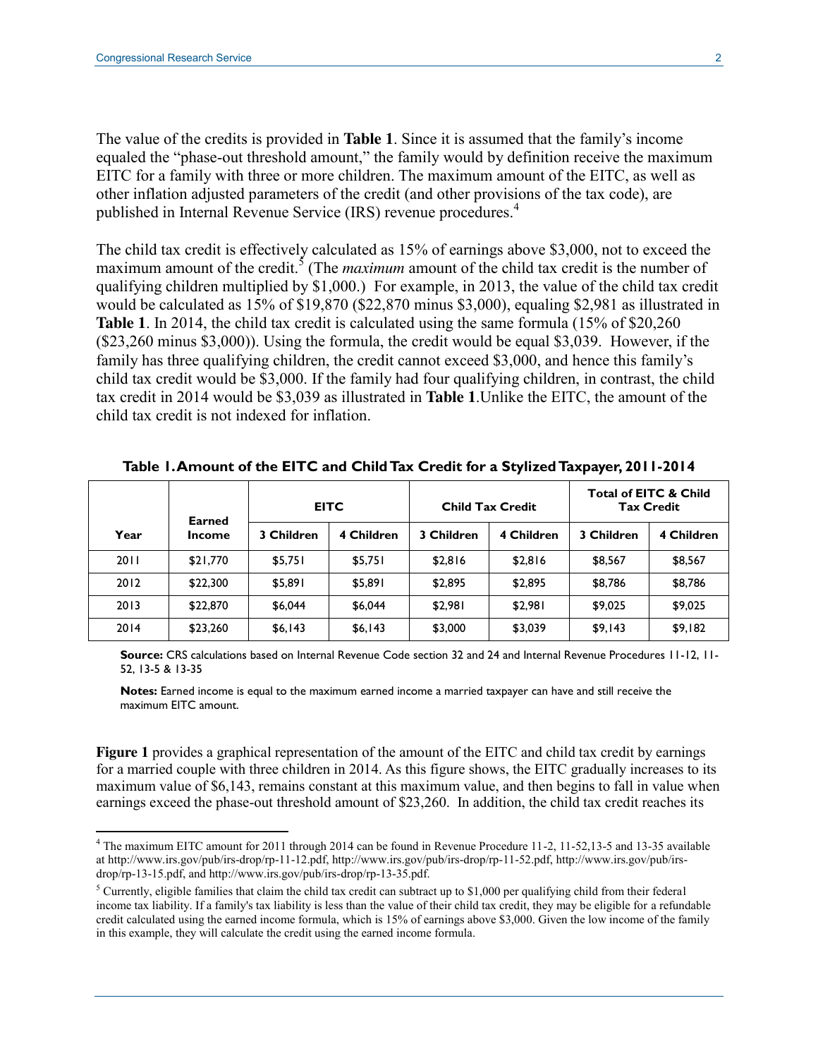The value of the credits is provided in **Table 1**. Since it is assumed that the family's income equaled the "phase-out threshold amount," the family would by definition receive the maximum EITC for a family with three or more children. The maximum amount of the EITC, as well as other inflation adjusted parameters of the credit (and other provisions of the tax code), are published in Internal Revenue Service (IRS) revenue procedures.[4]

The child tax credit is effectively calculated as 15% of earnings above $3,000, not to exceed the maximum amount of the credit.[5] (The *maximum* amount of the child tax credit is the number of qualifying children multiplied by $1,000.) For example, in 2013, the value of the child tax credit would be calculated as 15% of $19,870 ($22,870 minus $3,000), equaling $2,981 as illustrated in **Table 1**. In 2014, the child tax credit is calculated using the same formula (15% of $20,260 ($23,260 minus $3,000)). Using the formula, the credit would be equal $3,039. However, if the family has three qualifying children, the credit cannot exceed $3,000, and hence this family's child tax credit would be $3,000. If the family had four qualifying children, in contrast, the child tax credit in 2014 would be $3,039 as illustrated in **Table 1**.Unlike the EITC, the amount of the child tax credit is not indexed for inflation.

**Table 1. Amount of the EITC and Child Tax Credit for a Stylized Taxpayer, 2011-2014**

| Year | Earned Income | EITC | | Child Tax Credit | | Total of EITC & Child Tax Credit | |
|---|---|---|---|---|---|---|---|
| | | 3 Children | 4 Children | 3 Children | 4 Children | 3 Children | 4 Children |
| 2011 | $21,770 | $5,751 | $5,751 | $2,816 | $2,816 | $8,567 | $8,567 |
| 2012 | $22,300 | $5,891 | $5,891 | $2,895 | $2,895 | $8,786 | $8,786 |
| 2013 | $22,870 | $6,044 | $6,044 | $2,981 | $2,981 | $9,025 | $9,025 |
| 2014 | $23,260 | $6,143 | $6,143 | $3,000 | $3,039 | $9,143 | $9,182 |

**Source:** CRS calculations based on Internal Revenue Code section 32 and 24 and Internal Revenue Procedures 11-12, 11-52, 13-5 & 13-35

**Notes:** Earned income is equal to the maximum earned income a married taxpayer can have and still receive the maximum EITC amount.

**Figure 1** provides a graphical representation of the amount of the EITC and child tax credit by earnings for a married couple with three children in 2014. As this figure shows, the EITC gradually increases to its maximum value of $6,143, remains constant at this maximum value, and then begins to fall in value when earnings exceed the phase-out threshold amount of $23,260. In addition, the child tax credit reaches its

---

[4] The maximum EITC amount for 2011 through 2014 can be found in Revenue Procedure 11-2, 11-52,13-5 and 13-35 available at http://www.irs.gov/pub/irs-drop/rp-11-12.pdf, http://www.irs.gov/pub/irs-drop/rp-11-52.pdf, http://www.irs.gov/pub/irs-drop/rp-13-15.pdf, and http://www.irs.gov/pub/irs-drop/rp-13-35.pdf.

[5] Currently, eligible families that claim the child tax credit can subtract up to $1,000 per qualifying child from their federal income tax liability. If a family's tax liability is less than the value of their child tax credit, they may be eligible for a refundable credit calculated using the earned income formula, which is 15% of earnings above $3,000. Given the low income of the family in this example, they will calculate the credit using the earned income formula.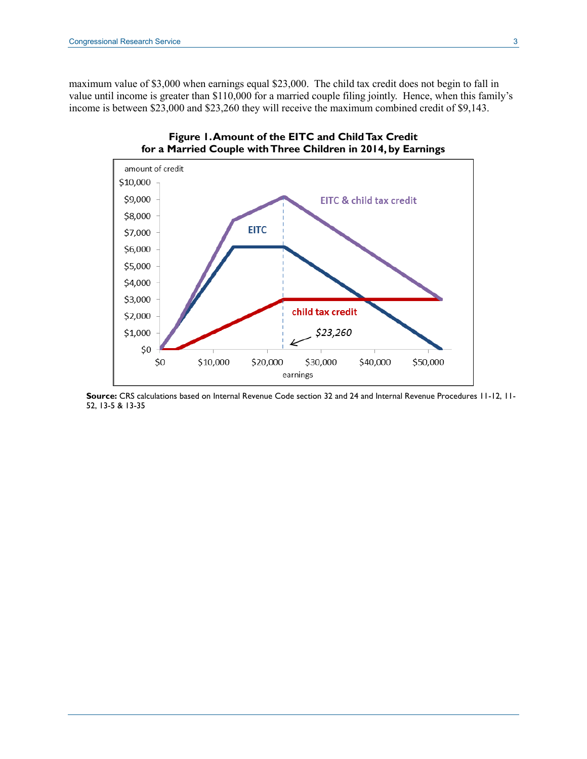maximum value of $3,000 when earnings equal $23,000. The child tax credit does not begin to fall in value until income is greater than $110,000 for a married couple filing jointly. Hence, when this family's income is between $23,000 and $23,260 they will receive the maximum combined credit of $9,143.

**Figure 1. Amount of the EITC and Child Tax Credit for a Married Couple with Three Children in 2014, by Earnings**

amount of credit

$10,000
$9,000
$8,000
$7,000
$6,000
$5,000
$4,000
$3,000
$2,000
$1,000
$0

EITC & child tax credit

EITC

child tax credit

$23,260

$0 $10,000 $20,000 $30,000 $40,000 $50,000

earnings

**Source:** CRS calculations based on Internal Revenue Code section 32 and 24 and Internal Revenue Procedures 11-12, 11-52, 13-5 & 13-35